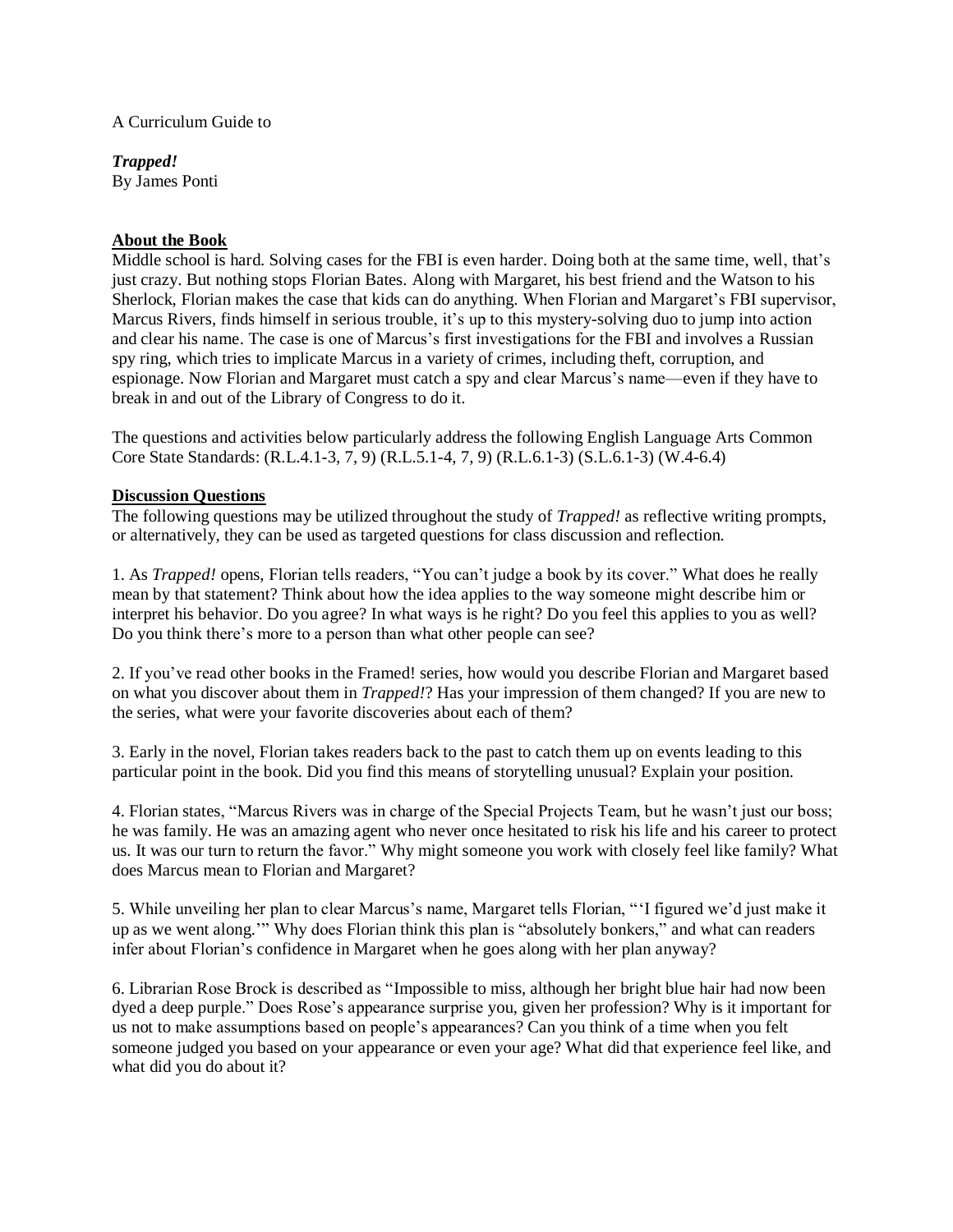A Curriculum Guide to

***Trapped!***
By James Ponti

## About the Book

Middle school is hard. Solving cases for the FBI is even harder. Doing both at the same time, well, that's just crazy. But nothing stops Florian Bates. Along with Margaret, his best friend and the Watson to his Sherlock, Florian makes the case that kids can do anything. When Florian and Margaret's FBI supervisor, Marcus Rivers, finds himself in serious trouble, it's up to this mystery-solving duo to jump into action and clear his name. The case is one of Marcus's first investigations for the FBI and involves a Russian spy ring, which tries to implicate Marcus in a variety of crimes, including theft, corruption, and espionage. Now Florian and Margaret must catch a spy and clear Marcus's name—even if they have to break in and out of the Library of Congress to do it.

The questions and activities below particularly address the following English Language Arts Common Core State Standards: (R.L.4.1-3, 7, 9) (R.L.5.1-4, 7, 9) (R.L.6.1-3) (S.L.6.1-3) (W.4-6.4)

## Discussion Questions

The following questions may be utilized throughout the study of *Trapped!* as reflective writing prompts, or alternatively, they can be used as targeted questions for class discussion and reflection.

1. As *Trapped!* opens, Florian tells readers, "You can't judge a book by its cover." What does he really mean by that statement? Think about how the idea applies to the way someone might describe him or interpret his behavior. Do you agree? In what ways is he right? Do you feel this applies to you as well? Do you think there's more to a person than what other people can see?

2. If you've read other books in the Framed! series, how would you describe Florian and Margaret based on what you discover about them in *Trapped!*? Has your impression of them changed? If you are new to the series, what were your favorite discoveries about each of them?

3. Early in the novel, Florian takes readers back to the past to catch them up on events leading to this particular point in the book. Did you find this means of storytelling unusual? Explain your position.

4. Florian states, "Marcus Rivers was in charge of the Special Projects Team, but he wasn't just our boss; he was family. He was an amazing agent who never once hesitated to risk his life and his career to protect us. It was our turn to return the favor." Why might someone you work with closely feel like family? What does Marcus mean to Florian and Margaret?

5. While unveiling her plan to clear Marcus's name, Margaret tells Florian, "'I figured we'd just make it up as we went along.'" Why does Florian think this plan is "absolutely bonkers," and what can readers infer about Florian's confidence in Margaret when he goes along with her plan anyway?

6. Librarian Rose Brock is described as "Impossible to miss, although her bright blue hair had now been dyed a deep purple." Does Rose's appearance surprise you, given her profession? Why is it important for us not to make assumptions based on people's appearances? Can you think of a time when you felt someone judged you based on your appearance or even your age? What did that experience feel like, and what did you do about it?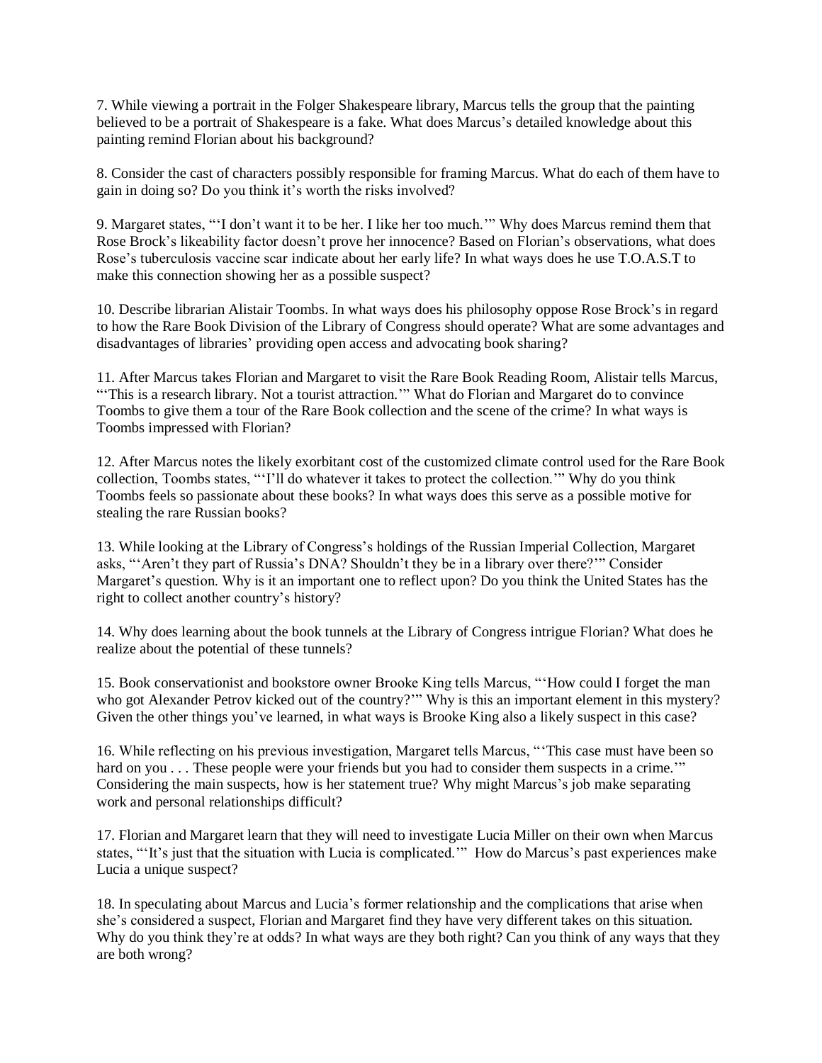7. While viewing a portrait in the Folger Shakespeare library, Marcus tells the group that the painting believed to be a portrait of Shakespeare is a fake. What does Marcus's detailed knowledge about this painting remind Florian about his background?

8. Consider the cast of characters possibly responsible for framing Marcus. What do each of them have to gain in doing so? Do you think it's worth the risks involved?

9. Margaret states, "'I don't want it to be her. I like her too much.'" Why does Marcus remind them that Rose Brock's likeability factor doesn't prove her innocence? Based on Florian's observations, what does Rose's tuberculosis vaccine scar indicate about her early life? In what ways does he use T.O.A.S.T to make this connection showing her as a possible suspect?

10. Describe librarian Alistair Toombs. In what ways does his philosophy oppose Rose Brock's in regard to how the Rare Book Division of the Library of Congress should operate? What are some advantages and disadvantages of libraries' providing open access and advocating book sharing?

11. After Marcus takes Florian and Margaret to visit the Rare Book Reading Room, Alistair tells Marcus, "'This is a research library. Not a tourist attraction.'" What do Florian and Margaret do to convince Toombs to give them a tour of the Rare Book collection and the scene of the crime? In what ways is Toombs impressed with Florian?

12. After Marcus notes the likely exorbitant cost of the customized climate control used for the Rare Book collection, Toombs states, "'I'll do whatever it takes to protect the collection.'" Why do you think Toombs feels so passionate about these books? In what ways does this serve as a possible motive for stealing the rare Russian books?

13. While looking at the Library of Congress's holdings of the Russian Imperial Collection, Margaret asks, "'Aren't they part of Russia's DNA? Shouldn't they be in a library over there?'" Consider Margaret's question. Why is it an important one to reflect upon? Do you think the United States has the right to collect another country's history?

14. Why does learning about the book tunnels at the Library of Congress intrigue Florian? What does he realize about the potential of these tunnels?

15. Book conservationist and bookstore owner Brooke King tells Marcus, "'How could I forget the man who got Alexander Petrov kicked out of the country?'" Why is this an important element in this mystery? Given the other things you've learned, in what ways is Brooke King also a likely suspect in this case?

16. While reflecting on his previous investigation, Margaret tells Marcus, "'This case must have been so hard on you . . . These people were your friends but you had to consider them suspects in a crime.'" Considering the main suspects, how is her statement true? Why might Marcus's job make separating work and personal relationships difficult?

17. Florian and Margaret learn that they will need to investigate Lucia Miller on their own when Marcus states, "'It's just that the situation with Lucia is complicated.'" How do Marcus's past experiences make Lucia a unique suspect?

18. In speculating about Marcus and Lucia's former relationship and the complications that arise when she's considered a suspect, Florian and Margaret find they have very different takes on this situation. Why do you think they're at odds? In what ways are they both right? Can you think of any ways that they are both wrong?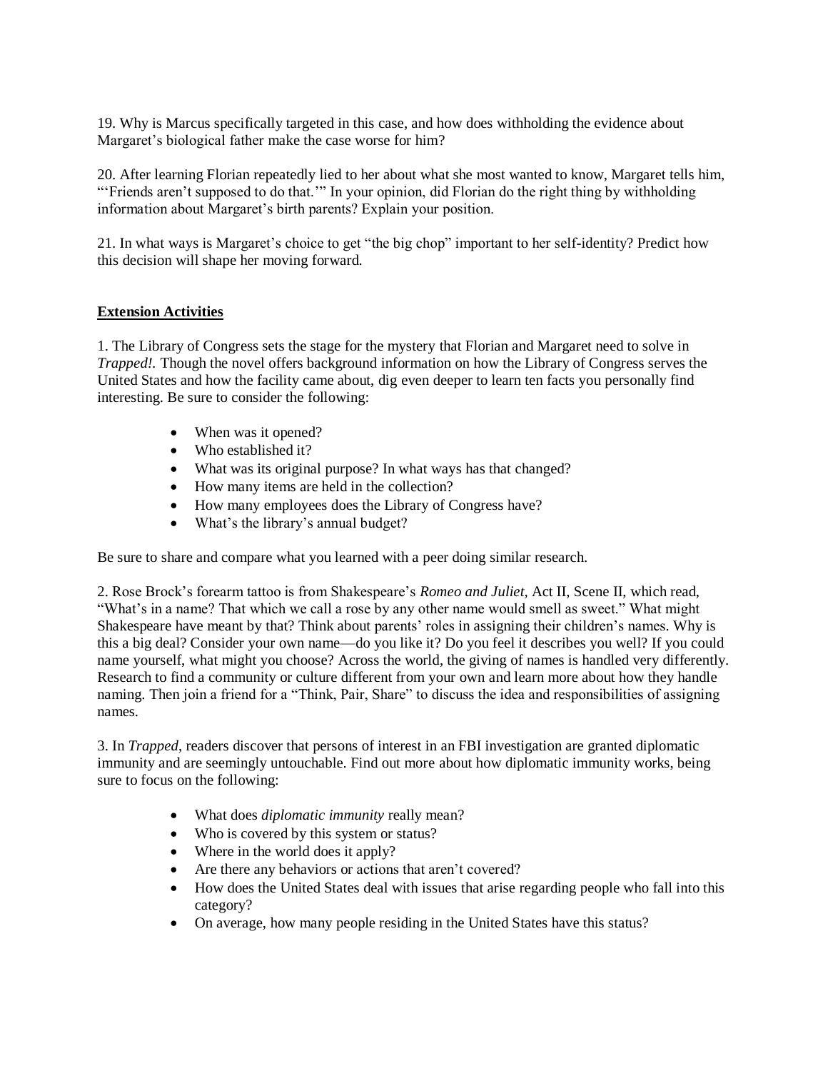19. Why is Marcus specifically targeted in this case, and how does withholding the evidence about Margaret's biological father make the case worse for him?

20. After learning Florian repeatedly lied to her about what she most wanted to know, Margaret tells him, "'Friends aren't supposed to do that.'" In your opinion, did Florian do the right thing by withholding information about Margaret's birth parents? Explain your position.

21. In what ways is Margaret's choice to get "the big chop" important to her self-identity? Predict how this decision will shape her moving forward.

**Extension Activities**

1. The Library of Congress sets the stage for the mystery that Florian and Margaret need to solve in *Trapped!.* Though the novel offers background information on how the Library of Congress serves the United States and how the facility came about, dig even deeper to learn ten facts you personally find interesting. Be sure to consider the following:

- When was it opened?
- Who established it?
- What was its original purpose? In what ways has that changed?
- How many items are held in the collection?
- How many employees does the Library of Congress have?
- What's the library's annual budget?

Be sure to share and compare what you learned with a peer doing similar research.

2. Rose Brock's forearm tattoo is from Shakespeare's *Romeo and Juliet,* Act II, Scene II, which read, "What's in a name? That which we call a rose by any other name would smell as sweet." What might Shakespeare have meant by that? Think about parents' roles in assigning their children's names. Why is this a big deal? Consider your own name—do you like it? Do you feel it describes you well? If you could name yourself, what might you choose? Across the world, the giving of names is handled very differently. Research to find a community or culture different from your own and learn more about how they handle naming. Then join a friend for a "Think, Pair, Share" to discuss the idea and responsibilities of assigning names.

3. In *Trapped*, readers discover that persons of interest in an FBI investigation are granted diplomatic immunity and are seemingly untouchable. Find out more about how diplomatic immunity works, being sure to focus on the following:

- What does *diplomatic immunity* really mean?
- Who is covered by this system or status?
- Where in the world does it apply?
- Are there any behaviors or actions that aren't covered?
- How does the United States deal with issues that arise regarding people who fall into this category?
- On average, how many people residing in the United States have this status?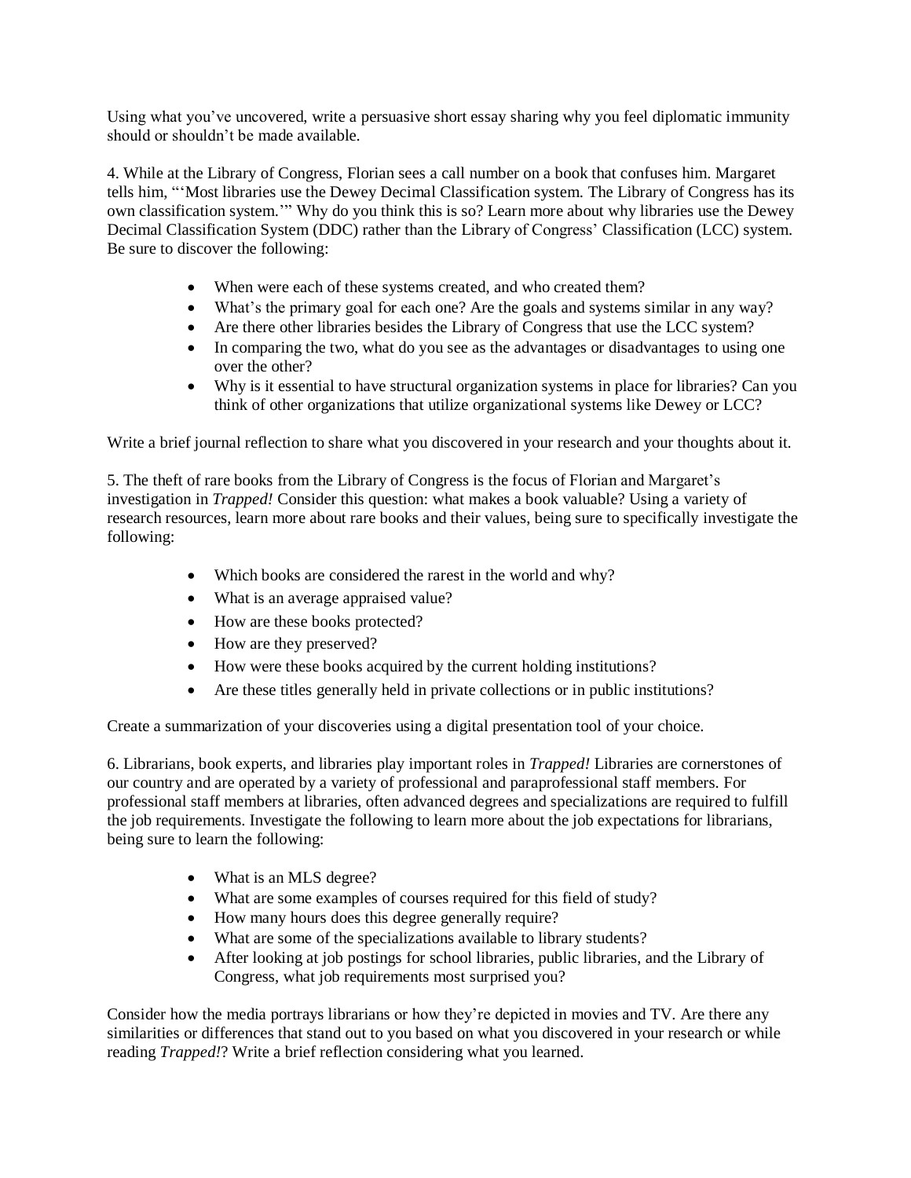Using what you've uncovered, write a persuasive short essay sharing why you feel diplomatic immunity should or shouldn't be made available.

4. While at the Library of Congress, Florian sees a call number on a book that confuses him. Margaret tells him, "'Most libraries use the Dewey Decimal Classification system. The Library of Congress has its own classification system.'" Why do you think this is so? Learn more about why libraries use the Dewey Decimal Classification System (DDC) rather than the Library of Congress' Classification (LCC) system. Be sure to discover the following:

- When were each of these systems created, and who created them?
- What's the primary goal for each one? Are the goals and systems similar in any way?
- Are there other libraries besides the Library of Congress that use the LCC system?
- In comparing the two, what do you see as the advantages or disadvantages to using one over the other?
- Why is it essential to have structural organization systems in place for libraries? Can you think of other organizations that utilize organizational systems like Dewey or LCC?

Write a brief journal reflection to share what you discovered in your research and your thoughts about it.

5. The theft of rare books from the Library of Congress is the focus of Florian and Margaret's investigation in *Trapped!* Consider this question: what makes a book valuable? Using a variety of research resources, learn more about rare books and their values, being sure to specifically investigate the following:

- Which books are considered the rarest in the world and why?
- What is an average appraised value?
- How are these books protected?
- How are they preserved?
- How were these books acquired by the current holding institutions?
- Are these titles generally held in private collections or in public institutions?

Create a summarization of your discoveries using a digital presentation tool of your choice.

6. Librarians, book experts, and libraries play important roles in *Trapped!* Libraries are cornerstones of our country and are operated by a variety of professional and paraprofessional staff members. For professional staff members at libraries, often advanced degrees and specializations are required to fulfill the job requirements. Investigate the following to learn more about the job expectations for librarians, being sure to learn the following:

- What is an MLS degree?
- What are some examples of courses required for this field of study?
- How many hours does this degree generally require?
- What are some of the specializations available to library students?
- After looking at job postings for school libraries, public libraries, and the Library of Congress, what job requirements most surprised you?

Consider how the media portrays librarians or how they're depicted in movies and TV. Are there any similarities or differences that stand out to you based on what you discovered in your research or while reading *Trapped!*? Write a brief reflection considering what you learned.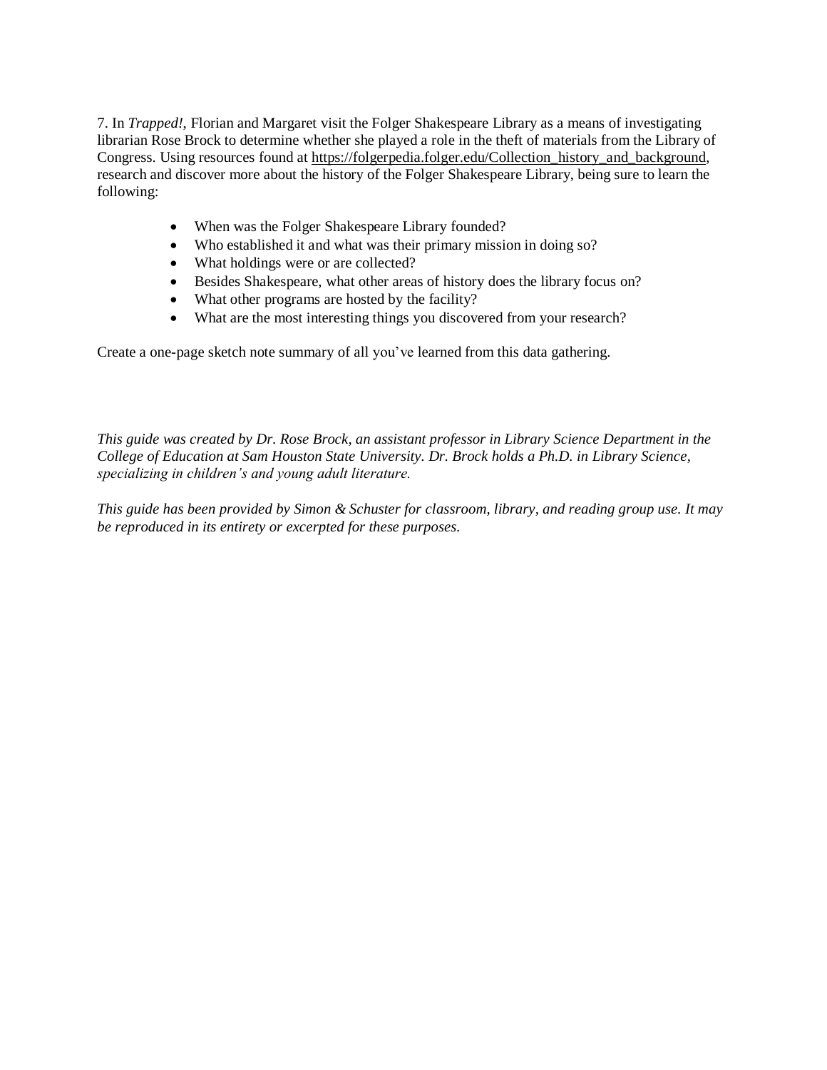7. In *Trapped!*, Florian and Margaret visit the Folger Shakespeare Library as a means of investigating librarian Rose Brock to determine whether she played a role in the theft of materials from the Library of Congress. Using resources found at https://folgerpedia.folger.edu/Collection_history_and_background, research and discover more about the history of the Folger Shakespeare Library, being sure to learn the following:

- When was the Folger Shakespeare Library founded?
- Who established it and what was their primary mission in doing so?
- What holdings were or are collected?
- Besides Shakespeare, what other areas of history does the library focus on?
- What other programs are hosted by the facility?
- What are the most interesting things you discovered from your research?

Create a one-page sketch note summary of all you've learned from this data gathering.

*This guide was created by Dr. Rose Brock, an assistant professor in Library Science Department in the College of Education at Sam Houston State University. Dr. Brock holds a Ph.D. in Library Science, specializing in children's and young adult literature.*

*This guide has been provided by Simon & Schuster for classroom, library, and reading group use. It may be reproduced in its entirety or excerpted for these purposes.*